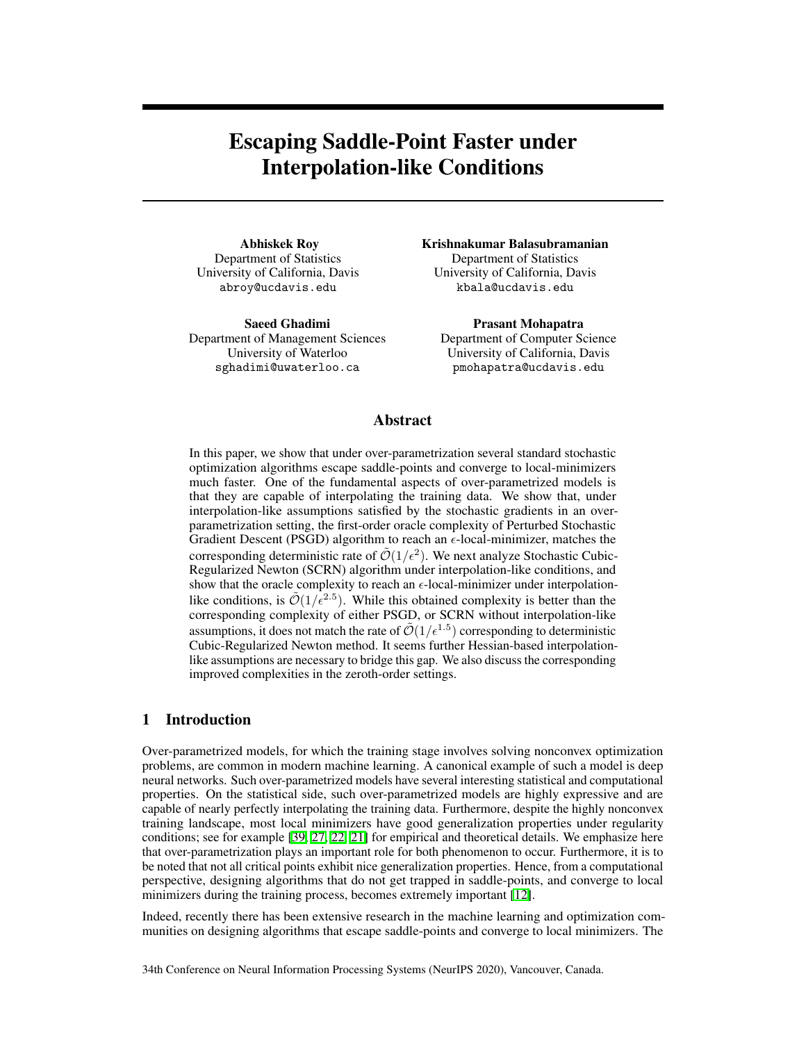# Escaping Saddle-Point Faster under Interpolation-like Conditions

**Abhiskek Roy**
Department of Statistics
University of California, Davis
abroy@ucdavis.edu

**Krishnakumar Balasubramanian**
Department of Statistics
University of California, Davis
kbala@ucdavis.edu

**Saeed Ghadimi**
Department of Management Sciences
University of Waterloo
sghadimi@uwaterloo.ca

**Prasant Mohapatra**
Department of Computer Science
University of California, Davis
pmohapatra@ucdavis.edu

## Abstract

In this paper, we show that under over-parametrization several standard stochastic optimization algorithms escape saddle-points and converge to local-minimizers much faster. One of the fundamental aspects of over-parametrized models is that they are capable of interpolating the training data. We show that, under interpolation-like assumptions satisfied by the stochastic gradients in an over-parametrization setting, the first-order oracle complexity of Perturbed Stochastic Gradient Descent (PSGD) algorithm to reach an $\epsilon$-local-minimizer, matches the corresponding deterministic rate of $\tilde{\mathcal{O}}(1/\epsilon^2)$. We next analyze Stochastic Cubic-Regularized Newton (SCRN) algorithm under interpolation-like conditions, and show that the oracle complexity to reach an $\epsilon$-local-minimizer under interpolation-like conditions, is $\tilde{\mathcal{O}}(1/\epsilon^{2.5})$. While this obtained complexity is better than the corresponding complexity of either PSGD, or SCRN without interpolation-like assumptions, it does not match the rate of $\tilde{\mathcal{O}}(1/\epsilon^{1.5})$ corresponding to deterministic Cubic-Regularized Newton method. It seems further Hessian-based interpolation-like assumptions are necessary to bridge this gap. We also discuss the corresponding improved complexities in the zeroth-order settings.

## 1 Introduction

Over-parametrized models, for which the training stage involves solving nonconvex optimization problems, are common in modern machine learning. A canonical example of such a model is deep neural networks. Such over-parametrized models have several interesting statistical and computational properties. On the statistical side, such over-parametrized models are highly expressive and are capable of nearly perfectly interpolating the training data. Furthermore, despite the highly nonconvex training landscape, most local minimizers have good generalization properties under regularity conditions; see for example [39, 27, 22, 21] for empirical and theoretical details. We emphasize here that over-parametrization plays an important role for both phenomenon to occur. Furthermore, it is to be noted that not all critical points exhibit nice generalization properties. Hence, from a computational perspective, designing algorithms that do not get trapped in saddle-points, and converge to local minimizers during the training process, becomes extremely important [12].

Indeed, recently there has been extensive research in the machine learning and optimization communities on designing algorithms that escape saddle-points and converge to local minimizers. The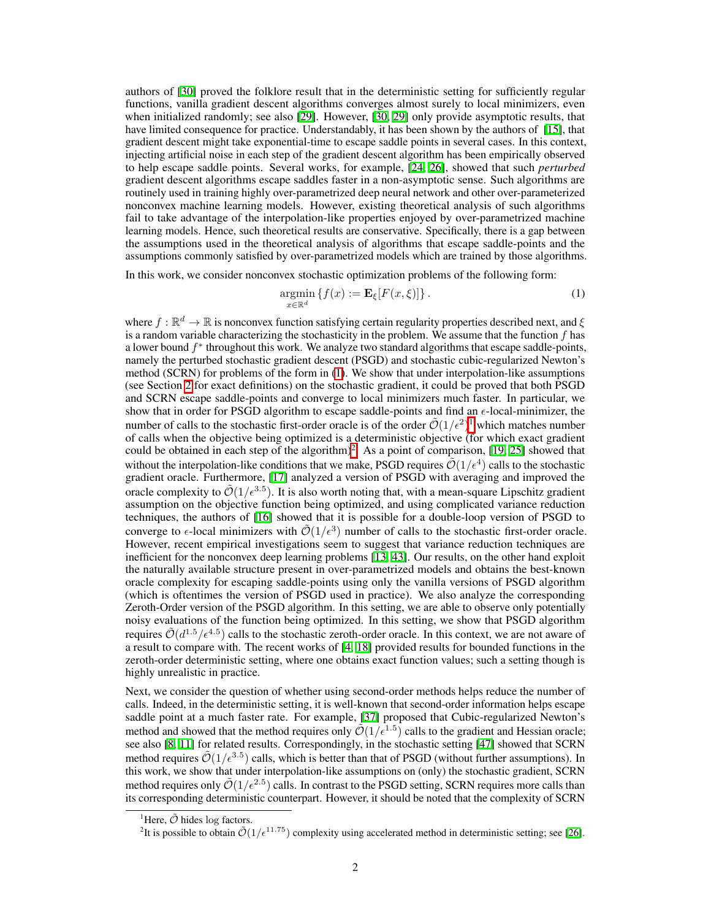authors of [30] proved the folklore result that in the deterministic setting for sufficiently regular functions, vanilla gradient descent algorithms converges almost surely to local minimizers, even when initialized randomly; see also [29]. However, [30, 29] only provide asymptotic results, that have limited consequence for practice. Understandably, it has been shown by the authors of [15], that gradient descent might take exponential-time to escape saddle points in several cases. In this context, injecting artificial noise in each step of the gradient descent algorithm has been empirically observed to help escape saddle points. Several works, for example, [24, 26], showed that such *perturbed* gradient descent algorithms escape saddles faster in a non-asymptotic sense. Such algorithms are routinely used in training highly over-parametrized deep neural network and other over-parameterized nonconvex machine learning models. However, existing theoretical analysis of such algorithms fail to take advantage of the interpolation-like properties enjoyed by over-parametrized machine learning models. Hence, such theoretical results are conservative. Specifically, there is a gap between the assumptions used in the theoretical analysis of algorithms that escape saddle-points and the assumptions commonly satisfied by over-parametrized models which are trained by those algorithms.

In this work, we consider nonconvex stochastic optimization problems of the following form:

$$\underset{x \in \mathbb{R}^d}{\operatorname{argmin}} \left\{ f(x) := \mathbf{E}_{\xi}[F(x, \xi)] \right\}. \tag{1}$$

where $f : \mathbb{R}^d \to \mathbb{R}$ is nonconvex function satisfying certain regularity properties described next, and $\xi$ is a random variable characterizing the stochasticity in the problem. We assume that the function $f$ has a lower bound $f^*$ throughout this work. We analyze two standard algorithms that escape saddle-points, namely the perturbed stochastic gradient descent (PSGD) and stochastic cubic-regularized Newton's method (SCRN) for problems of the form in (1). We show that under interpolation-like assumptions (see Section 2 for exact definitions) on the stochastic gradient, it could be proved that both PSGD and SCRN escape saddle-points and converge to local minimizers much faster. In particular, we show that in order for PSGD algorithm to escape saddle-points and find an $\epsilon$-local-minimizer, the number of calls to the stochastic first-order oracle is of the order $\tilde{\mathcal{O}}(1/\epsilon^2)$[1] which matches number of calls when the objective being optimized is a deterministic objective (for which exact gradient could be obtained in each step of the algorithm)[2]. As a point of comparison, [19, 25] showed that without the interpolation-like conditions that we make, PSGD requires $\tilde{\mathcal{O}}(1/\epsilon^4)$ calls to the stochastic gradient oracle. Furthermore, [17] analyzed a version of PSGD with averaging and improved the oracle complexity to $\tilde{\mathcal{O}}(1/\epsilon^{3.5})$. It is also worth noting that, with a mean-square Lipschitz gradient assumption on the objective function being optimized, and using complicated variance reduction techniques, the authors of [16] showed that it is possible for a double-loop version of PSGD to converge to $\epsilon$-local minimizers with $\tilde{\mathcal{O}}(1/\epsilon^3)$ number of calls to the stochastic first-order oracle. However, recent empirical investigations seem to suggest that variance reduction techniques are inefficient for the nonconvex deep learning problems [13, 43]. Our results, on the other hand exploit the naturally available structure present in over-parametrized models and obtains the best-known oracle complexity for escaping saddle-points using only the vanilla versions of PSGD algorithm (which is oftentimes the version of PSGD used in practice). We also analyze the corresponding Zeroth-Order version of the PSGD algorithm. In this setting, we are able to observe only potentially noisy evaluations of the function being optimized. In this setting, we show that PSGD algorithm requires $\tilde{\mathcal{O}}(d^{1.5}/\epsilon^{4.5})$ calls to the stochastic zeroth-order oracle. In this context, we are not aware of a result to compare with. The recent works of [4, 18] provided results for bounded functions in the zeroth-order deterministic setting, where one obtains exact function values; such a setting though is highly unrealistic in practice.

Next, we consider the question of whether using second-order methods helps reduce the number of calls. Indeed, in the deterministic setting, it is well-known that second-order information helps escape saddle point at a much faster rate. For example, [37] proposed that Cubic-regularized Newton's method and showed that the method requires only $\tilde{\mathcal{O}}(1/\epsilon^{1.5})$ calls to the gradient and Hessian oracle; see also [8, 11] for related results. Correspondingly, in the stochastic setting [47] showed that SCRN method requires $\tilde{\mathcal{O}}(1/\epsilon^{3.5})$ calls, which is better than that of PSGD (without further assumptions). In this work, we show that under interpolation-like assumptions on (only) the stochastic gradient, SCRN method requires only $\tilde{\mathcal{O}}(1/\epsilon^{2.5})$ calls. In contrast to the PSGD setting, SCRN requires more calls than its corresponding deterministic counterpart. However, it should be noted that the complexity of SCRN

[1] Here, $\tilde{\mathcal{O}}$ hides log factors.

[2] It is possible to obtain $\tilde{\mathcal{O}}(1/\epsilon^{11.75})$ complexity using accelerated method in deterministic setting; see [26].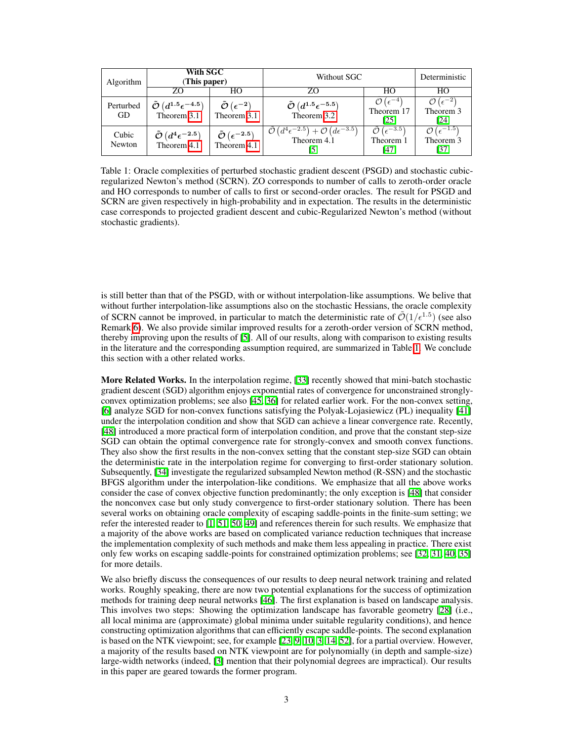| Algorithm | **With SGC (This paper)** | | Without SGC | | Deterministic |
|---|---|---|---|---|---|
| | ZO | HO | ZO | HO | HO |
| Perturbed GD | $\tilde{\mathcal{O}}\left(d^{1.5}\epsilon^{-4.5}\right)$ Theorem 3.1 | $\tilde{\mathcal{O}}\left(\epsilon^{-2}\right)$ Theorem 3.1 | $\tilde{\mathcal{O}}\left(d^{1.5}\epsilon^{-5.5}\right)$ Theorem 3.2 | $\mathcal{O}\left(\epsilon^{-4}\right)$ Theorem 17 [25] | $\mathcal{O}\left(\epsilon^{-2}\right)$ Theorem 3 [24] |
| Cubic Newton | $\tilde{\mathcal{O}}\left(d^{4}\epsilon^{-2.5}\right)$ Theorem 4.1 | $\tilde{\mathcal{O}}\left(\epsilon^{-2.5}\right)$ Theorem 4.1 | $\tilde{\mathcal{O}}\left(d^{4}\epsilon^{-2.5}\right)+\mathcal{O}\left(d\epsilon^{-3.5}\right)$ Theorem 4.1 [5] | $\tilde{\mathcal{O}}\left(\epsilon^{-3.5}\right)$ Theorem 1 [47] | $\mathcal{O}\left(\epsilon^{-1.5}\right)$ Theorem 3 [37] |

Table 1: Oracle complexities of perturbed stochastic gradient descent (PSGD) and stochastic cubic-regularized Newton's method (SCRN). ZO corresponds to number of calls to zeroth-order oracle and HO corresponds to number of calls to first or second-order oracles. The result for PSGD and SCRN are given respectively in high-probability and in expectation. The results in the deterministic case corresponds to projected gradient descent and cubic-Regularized Newton's method (without stochastic gradients).

is still better than that of the PSGD, with or without interpolation-like assumptions. We belive that without further interpolation-like assumptions also on the stochastic Hessians, the oracle complexity of SCRN cannot be improved, in particular to match the deterministic rate of $\tilde{\mathcal{O}}(1/\epsilon^{1.5})$ (see also Remark 6). We also provide similar improved results for a zeroth-order version of SCRN method, thereby improving upon the results of [5]. All of our results, along with comparison to existing results in the literature and the corresponding assumption required, are summarized in Table 1. We conclude this section with a other related works.

**More Related Works.** In the interpolation regime, [33] recently showed that mini-batch stochastic gradient descent (SGD) algorithm enjoys exponential rates of convergence for unconstrained strongly-convex optimization problems; see also [45, 36] for related earlier work. For the non-convex setting, [6] analyze SGD for non-convex functions satisfying the Polyak-Lojasiewicz (PL) inequality [41] under the interpolation condition and show that SGD can achieve a linear convergence rate. Recently, [48] introduced a more practical form of interpolation condition, and prove that the constant step-size SGD can obtain the optimal convergence rate for strongly-convex and smooth convex functions. They also show the first results in the non-convex setting that the constant step-size SGD can obtain the deterministic rate in the interpolation regime for converging to first-order stationary solution. Subsequently, [34] investigate the regularized subsampled Newton method (R-SSN) and the stochastic BFGS algorithm under the interpolation-like conditions. We emphasize that all the above works consider the case of convex objective function predominantly; the only exception is [48] that consider the nonconvex case but only study convergence to first-order stationary solution. There has been several works on obtaining oracle complexity of escaping saddle-points in the finite-sum setting; we refer the interested reader to [1, 51, 50, 49] and references therein for such results. We emphasize that a majority of the above works are based on complicated variance reduction techniques that increase the implementation complexity of such methods and make them less appealing in practice. There exist only few works on escaping saddle-points for constrained optimization problems; see [32, 31, 40, 35] for more details.

We also briefly discuss the consequences of our results to deep neural network training and related works. Roughly speaking, there are now two potential explanations for the success of optimization methods for training deep neural networks [46]. The first explanation is based on landscape analysis. This involves two steps: Showing the optimization landscape has favorable geometry [28] (i.e., all local minima are (approximate) global minima under suitable regularity conditions), and hence constructing optimization algorithms that can efficiently escape saddle-points. The second explanation is based on the NTK viewpoint; see, for example [23, 9, 10, 3, 14, 52], for a partial overview. However, a majority of the results based on NTK viewpoint are for polynomially (in depth and sample-size) large-width networks (indeed, [3] mention that their polynomial degrees are impractical). Our results in this paper are geared towards the former program.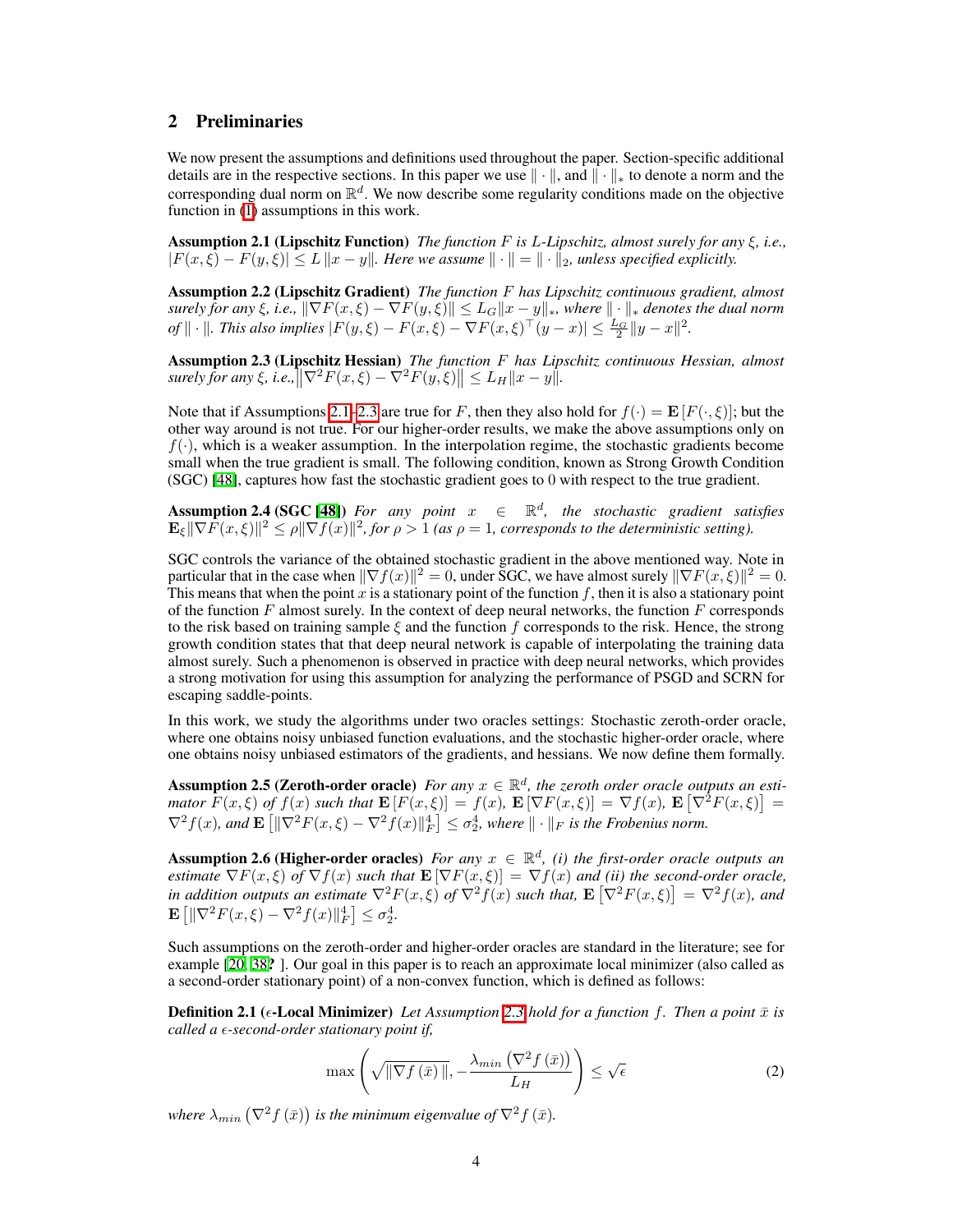## 2 Preliminaries

We now present the assumptions and definitions used throughout the paper. Section-specific additional details are in the respective sections. In this paper we use $\|\cdot\|$, and $\|\cdot\|_*$ to denote a norm and the corresponding dual norm on $\mathbb{R}^d$. We now describe some regularity conditions made on the objective function in (1) assumptions in this work.

**Assumption 2.1 (Lipschitz Function)** *The function $F$ is $L$-Lipschitz, almost surely for any $\xi$, i.e., $|F(x,\xi) - F(y,\xi)| \leq L\|x - y\|$. Here we assume $\|\cdot\| = \|\cdot\|_2$, unless specified explicitly.*

**Assumption 2.2 (Lipschitz Gradient)** *The function $F$ has Lipschitz continuous gradient, almost surely for any $\xi$, i.e., $\|\nabla F(x,\xi) - \nabla F(y,\xi)\| \leq L_G\|x - y\|_*$, where $\|\cdot\|_*$ denotes the dual norm of $\|\cdot\|$. This also implies $|F(y,\xi) - F(x,\xi) - \nabla F(x,\xi)^\top(y - x)| \leq \frac{L_G}{2}\|y - x\|^2$.*

**Assumption 2.3 (Lipschitz Hessian)** *The function $F$ has Lipschitz continuous Hessian, almost surely for any $\xi$, i.e.,$\left\|\nabla^2 F(x,\xi) - \nabla^2 F(y,\xi)\right\| \leq L_H\|x - y\|$.*

Note that if Assumptions 2.1–2.3 are true for $F$, then they also hold for $f(\cdot) = \mathbf{E}\left[F(\cdot,\xi)\right]$; but the other way around is not true. For our higher-order results, we make the above assumptions only on $f(\cdot)$, which is a weaker assumption. In the interpolation regime, the stochastic gradients become small when the true gradient is small. The following condition, known as Strong Growth Condition (SGC) [48], captures how fast the stochastic gradient goes to 0 with respect to the true gradient.

**Assumption 2.4 (SGC [48])** *For any point $x \in \mathbb{R}^d$, the stochastic gradient satisfies $\mathbf{E}_\xi\|\nabla F(x,\xi)\|^2 \leq \rho\|\nabla f(x)\|^2$, for $\rho > 1$ (as $\rho = 1$, corresponds to the deterministic setting).*

SGC controls the variance of the obtained stochastic gradient in the above mentioned way. Note in particular that in the case when $\|\nabla f(x)\|^2 = 0$, under SGC, we have almost surely $\|\nabla F(x,\xi)\|^2 = 0$. This means that when the point $x$ is a stationary point of the function $f$, then it is also a stationary point of the function $F$ almost surely. In the context of deep neural networks, the function $F$ corresponds to the risk based on training sample $\xi$ and the function $f$ corresponds to the risk. Hence, the strong growth condition states that that deep neural network is capable of interpolating the training data almost surely. Such a phenomenon is observed in practice with deep neural networks, which provides a strong motivation for using this assumption for analyzing the performance of PSGD and SCRN for escaping saddle-points.

In this work, we study the algorithms under two oracles settings: Stochastic zeroth-order oracle, where one obtains noisy unbiased function evaluations, and the stochastic higher-order oracle, where one obtains noisy unbiased estimators of the gradients, and hessians. We now define them formally.

**Assumption 2.5 (Zeroth-order oracle)** *For any $x \in \mathbb{R}^d$, the zeroth order oracle outputs an estimator $F(x,\xi)$ of $f(x)$ such that $\mathbf{E}\left[F(x,\xi)\right] = f(x)$, $\mathbf{E}\left[\nabla F(x,\xi)\right] = \nabla f(x)$, $\mathbf{E}\left[\nabla^2 F(x,\xi)\right] = \nabla^2 f(x)$, and $\mathbf{E}\left[\|\nabla^2 F(x,\xi) - \nabla^2 f(x)\|_F^4\right] \leq \sigma_2^4$, where $\|\cdot\|_F$ is the Frobenius norm.*

**Assumption 2.6 (Higher-order oracles)** *For any $x \in \mathbb{R}^d$, (i) the first-order oracle outputs an estimate $\nabla F(x,\xi)$ of $\nabla f(x)$ such that $\mathbf{E}\left[\nabla F(x,\xi)\right] = \nabla f(x)$ and (ii) the second-order oracle, in addition outputs an estimate $\nabla^2 F(x,\xi)$ of $\nabla^2 f(x)$ such that, $\mathbf{E}\left[\nabla^2 F(x,\xi)\right] = \nabla^2 f(x)$, and $\mathbf{E}\left[\|\nabla^2 F(x,\xi) - \nabla^2 f(x)\|_F^4\right] \leq \sigma_2^4$.*

Such assumptions on the zeroth-order and higher-order oracles are standard in the literature; see for example [20, 38? ]. Our goal in this paper is to reach an approximate local minimizer (also called as a second-order stationary point) of a non-convex function, which is defined as follows:

**Definition 2.1 ($\epsilon$-Local Minimizer)** *Let Assumption 2.3 hold for a function $f$. Then a point $\bar{x}$ is called a $\epsilon$-second-order stationary point if,*

$$\max\left(\sqrt{\|\nabla f\left(\bar{x}\right)\|}, -\frac{\lambda_{min}\left(\nabla^2 f\left(\bar{x}\right)\right)}{L_H}\right) \leq \sqrt{\epsilon} \tag{2}$$

*where $\lambda_{min}\left(\nabla^2 f\left(\bar{x}\right)\right)$ is the minimum eigenvalue of $\nabla^2 f\left(\bar{x}\right)$.*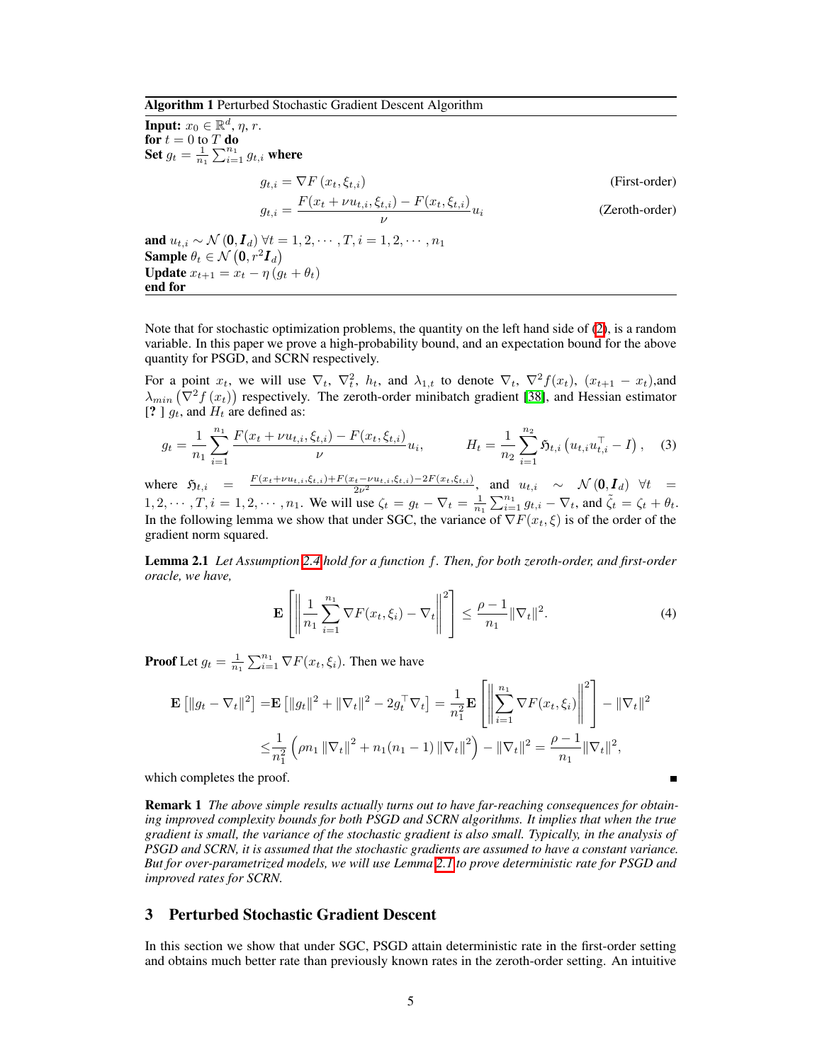**Algorithm 1** Perturbed Stochastic Gradient Descent Algorithm

**Input:** $x_0 \in \mathbb{R}^d$, $\eta$, $r$.
**for** $t = 0$ to $T$ **do**
**Set** $g_t = \frac{1}{n_1}\sum_{i=1}^{n_1} g_{t,i}$ **where**

$$g_{t,i} = \nabla F\left(x_t, \xi_{t,i}\right) \quad \text{(First-order)}$$

$$g_{t,i} = \frac{F(x_t + \nu u_{t,i}, \xi_{t,i}) - F(x_t, \xi_{t,i})}{\nu} u_i \quad \text{(Zeroth-order)}$$

**and** $u_{t,i} \sim \mathcal{N}\left(\mathbf{0}, \boldsymbol{I}_d\right)$ $\forall t = 1, 2, \cdots, T, i = 1, 2, \cdots, n_1$
**Sample** $\theta_t \in \mathcal{N}\left(\mathbf{0}, r^2 \boldsymbol{I}_d\right)$
**Update** $x_{t+1} = x_t - \eta\left(g_t + \theta_t\right)$
**end for**

Note that for stochastic optimization problems, the quantity on the left hand side of (2), is a random variable. In this paper we prove a high-probability bound, and an expectation bound for the above quantity for PSGD, and SCRN respectively.

For a point $x_t$, we will use $\nabla_t$, $\nabla_t^2$, $h_t$, and $\lambda_{1,t}$ to denote $\nabla_t$, $\nabla^2 f(x_t)$, $(x_{t+1} - x_t)$,and $\lambda_{min}\left(\nabla^2 f\left(x_t\right)\right)$ respectively. The zeroth-order minibatch gradient [38], and Hessian estimator [? ] $g_t$, and $H_t$ are defined as:

$$g_t = \frac{1}{n_1}\sum_{i=1}^{n_1} \frac{F(x_t + \nu u_{t,i}, \xi_{t,i}) - F(x_t, \xi_{t,i})}{\nu} u_i, \qquad H_t = \frac{1}{n_2}\sum_{i=1}^{n_2} \mathfrak{H}_{t,i}\left(u_{t,i}u_{t,i}^\top - I\right), \quad (3)$$

where $\mathfrak{H}_{t,i} = \frac{F(x_t+\nu u_{t,i},\xi_{t,i}) + F(x_t - \nu u_{t,i},\xi_{t,i}) - 2F(x_t,\xi_{t,i})}{2\nu^2}$, and $u_{t,i} \sim \mathcal{N}\left(\mathbf{0}, \boldsymbol{I}_d\right)$ $\forall t = 1, 2, \cdots, T, i = 1, 2, \cdots, n_1$. We will use $\zeta_t = g_t - \nabla_t = \frac{1}{n_1}\sum_{i=1}^{n_1} g_{t,i} - \nabla_t$, and $\tilde{\zeta}_t = \zeta_t + \theta_t$. In the following lemma we show that under SGC, the variance of $\nabla F(x_t, \xi)$ is of the order of the gradient norm squared.

**Lemma 2.1** *Let Assumption 2.4 hold for a function $f$. Then, for both zeroth-order, and first-order oracle, we have,*

$$\mathbf{E}\left[\left\|\frac{1}{n_1}\sum_{i=1}^{n_1}\nabla F(x_t, \xi_i) - \nabla_t\right\|^2\right] \leq \frac{\rho - 1}{n_1}\|\nabla_t\|^2. \quad (4)$$

**Proof** Let $g_t = \frac{1}{n_1}\sum_{i=1}^{n_1}\nabla F(x_t, \xi_i)$. Then we have

$$\begin{aligned}
\mathbf{E}\left[\|g_t - \nabla_t\|^2\right] =& \mathbf{E}\left[\|g_t\|^2 + \|\nabla_t\|^2 - 2g_t^\top \nabla_t\right] = \frac{1}{n_1^2}\mathbf{E}\left[\left\|\sum_{i=1}^{n_1}\nabla F(x_t, \xi_i)\right\|^2\right] - \|\nabla_t\|^2 \\
\leq& \frac{1}{n_1^2}\left(\rho n_1 \left\|\nabla_t\right\|^2 + n_1(n_1 - 1)\left\|\nabla_t\right\|^2\right) - \|\nabla_t\|^2 = \frac{\rho - 1}{n_1}\|\nabla_t\|^2,
\end{aligned}$$

which completes the proof. ∎

**Remark 1** *The above simple results actually turns out to have far-reaching consequences for obtaining improved complexity bounds for both PSGD and SCRN algorithms. It implies that when the true gradient is small, the variance of the stochastic gradient is also small. Typically, in the analysis of PSGD and SCRN, it is assumed that the stochastic gradients are assumed to have a constant variance. But for over-parametrized models, we will use Lemma 2.1 to prove deterministic rate for PSGD and improved rates for SCRN.*

## 3 Perturbed Stochastic Gradient Descent

In this section we show that under SGC, PSGD attain deterministic rate in the first-order setting and obtains much better rate than previously known rates in the zeroth-order setting. An intuitive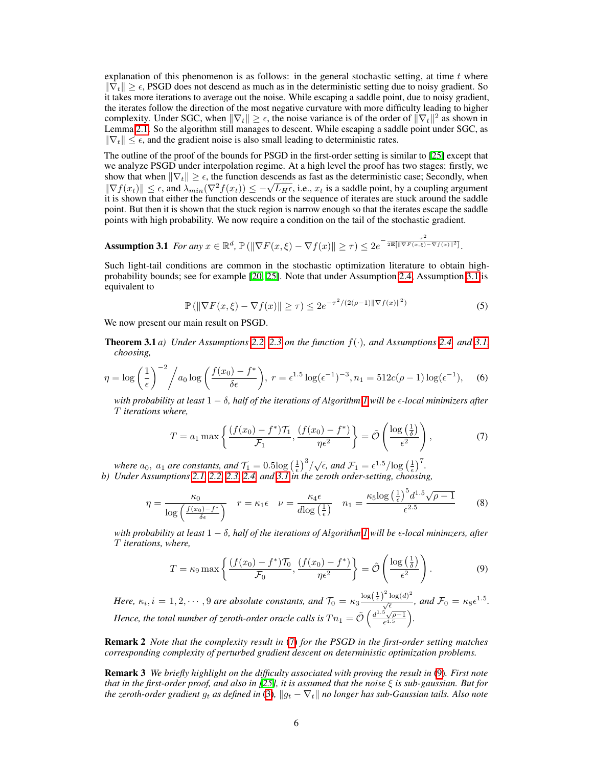explanation of this phenomenon is as follows: in the general stochastic setting, at time $t$ where $\|\nabla_t\| \geq \epsilon$, PSGD does not descend as much as in the deterministic setting due to noisy gradient. So it takes more iterations to average out the noise. While escaping a saddle point, due to noisy gradient, the iterates follow the direction of the most negative curvature with more difficulty leading to higher complexity. Under SGC, when $\|\nabla_t\| \geq \epsilon$, the noise variance is of the order of $\|\nabla_t\|^2$ as shown in Lemma 2.1. So the algorithm still manages to descent. While escaping a saddle point under SGC, as $\|\nabla_t\| \leq \epsilon$, and the gradient noise is also small leading to deterministic rates.

The outline of the proof of the bounds for PSGD in the first-order setting is similar to [25] except that we analyze PSGD under interpolation regime. At a high level the proof has two stages: firstly, we show that when $\|\nabla_t\| \geq \epsilon$, the function descends as fast as the deterministic case; Secondly, when $\|\nabla f(x_t)\| \leq \epsilon$, and $\lambda_{min}(\nabla^2 f(x_t)) \leq -\sqrt{L_H \epsilon}$, i.e., $x_t$ is a saddle point, by a coupling argument it is shown that either the function descends or the sequence of iterates are stuck around the saddle point. But then it is shown that the stuck region is narrow enough so that the iterates escape the saddle points with high probability. We now require a condition on the tail of the stochastic gradient.

**Assumption 3.1** *For any $x \in \mathbb{R}^d$, $\mathbb{P}\left(\|\nabla F(x,\xi) - \nabla f(x)\| \geq \tau\right) \leq 2e^{-\frac{\tau^2}{2\mathbf{E}\left[\|\nabla F(x,\xi)-\nabla f(x)\|^2\right]}}$.*

Such light-tail conditions are common in the stochastic optimization literature to obtain high-probability bounds; see for example [20, 25]. Note that under Assumption 2.4, Assumption 3.1 is equivalent to

$$\mathbb{P}\left(\|\nabla F(x,\xi) - \nabla f(x)\| \geq \tau\right) \leq 2e^{-\tau^2/(2(\rho-1)\|\nabla f(x)\|^2)} \tag{5}$$

We now present our main result on PSGD.

**Theorem 3.1** *a) Under Assumptions 2.2, 2.3 on the function $f(\cdot)$, and Assumptions 2.4 and 3.1 choosing,*

$$\eta = \log\left(\frac{1}{\epsilon}\right)^{-2} \Big/ a_0 \log\left(\frac{f(x_0) - f^*}{\delta\epsilon}\right),\ r = \epsilon^{1.5}\log(\epsilon^{-1})^{-3}, n_1 = 512c(\rho-1)\log(\epsilon^{-1}), \tag{6}$$

*with probability at least $1-\delta$, half of the iterations of Algorithm 1 will be $\epsilon$-local minimizers after $T$ iterations where,*

$$T = a_1 \max\left\{\frac{(f(x_0)-f^*)\mathcal{T}_1}{\mathcal{F}_1}, \frac{(f(x_0)-f^*)}{\eta\epsilon^2}\right\} = \tilde{\mathcal{O}}\left(\frac{\log\left(\frac{1}{\delta}\right)}{\epsilon^2}\right), \tag{7}$$

*where $a_0$, $a_1$ are constants, and $\mathcal{T}_1 = 0.5\log\left(\frac{1}{\epsilon}\right)^3/\sqrt{\epsilon}$, and $\mathcal{F}_1 = \epsilon^{1.5}/\log\left(\frac{1}{\epsilon}\right)^7$.*

*b) Under Assumptions 2.1, 2.2, 2.3, 2.4, and 3.1 in the zeroth order-setting, choosing,*

$$\eta = \frac{\kappa_0}{\log\left(\frac{f(x_0)-f^*}{\delta\epsilon}\right)} \quad r = \kappa_1\epsilon \quad \nu = \frac{\kappa_4\epsilon}{d\log\left(\frac{1}{\epsilon}\right)} \quad n_1 = \frac{\kappa_5\log\left(\frac{1}{\epsilon}\right)^5 d^{1.5}\sqrt{\rho-1}}{\epsilon^{2.5}} \tag{8}$$

*with probability at least $1-\delta$, half of the iterations of Algorithm 1 will be $\epsilon$-local minimzers, after $T$ iterations, where,*

$$T = \kappa_9 \max\left\{\frac{(f(x_0)-f^*)\mathcal{T}_0}{\mathcal{F}_0}, \frac{(f(x_0)-f^*)}{\eta\epsilon^2}\right\} = \tilde{\mathcal{O}}\left(\frac{\log\left(\frac{1}{\delta}\right)}{\epsilon^2}\right). \tag{9}$$

*Here, $\kappa_i, i = 1, 2, \cdots, 9$ are absolute constants, and $\mathcal{T}_0 = \kappa_3\frac{\log\left(\frac{1}{\epsilon}\right)^2\log(d)^2}{\sqrt{\epsilon}}$, and $\mathcal{F}_0 = \kappa_8\epsilon^{1.5}$. Hence, the total number of zeroth-order oracle calls is $Tn_1 = \tilde{\mathcal{O}}\left(\frac{d^{1.5}\sqrt{\rho-1}}{\epsilon^{4.5}}\right)$.*

**Remark 2** *Note that the complexity result in (7) for the PSGD in the first-order setting matches corresponding complexity of perturbed gradient descent on deterministic optimization problems.*

**Remark 3** *We briefly highlight on the difficulty associated with proving the result in (9). First note that in the first-order proof, and also in [25], it is assumed that the noise $\xi$ is sub-gaussian. But for the zeroth-order gradient $g_t$ as defined in (3), $\|g_t - \nabla_t\|$ no longer has sub-Gaussian tails. Also note*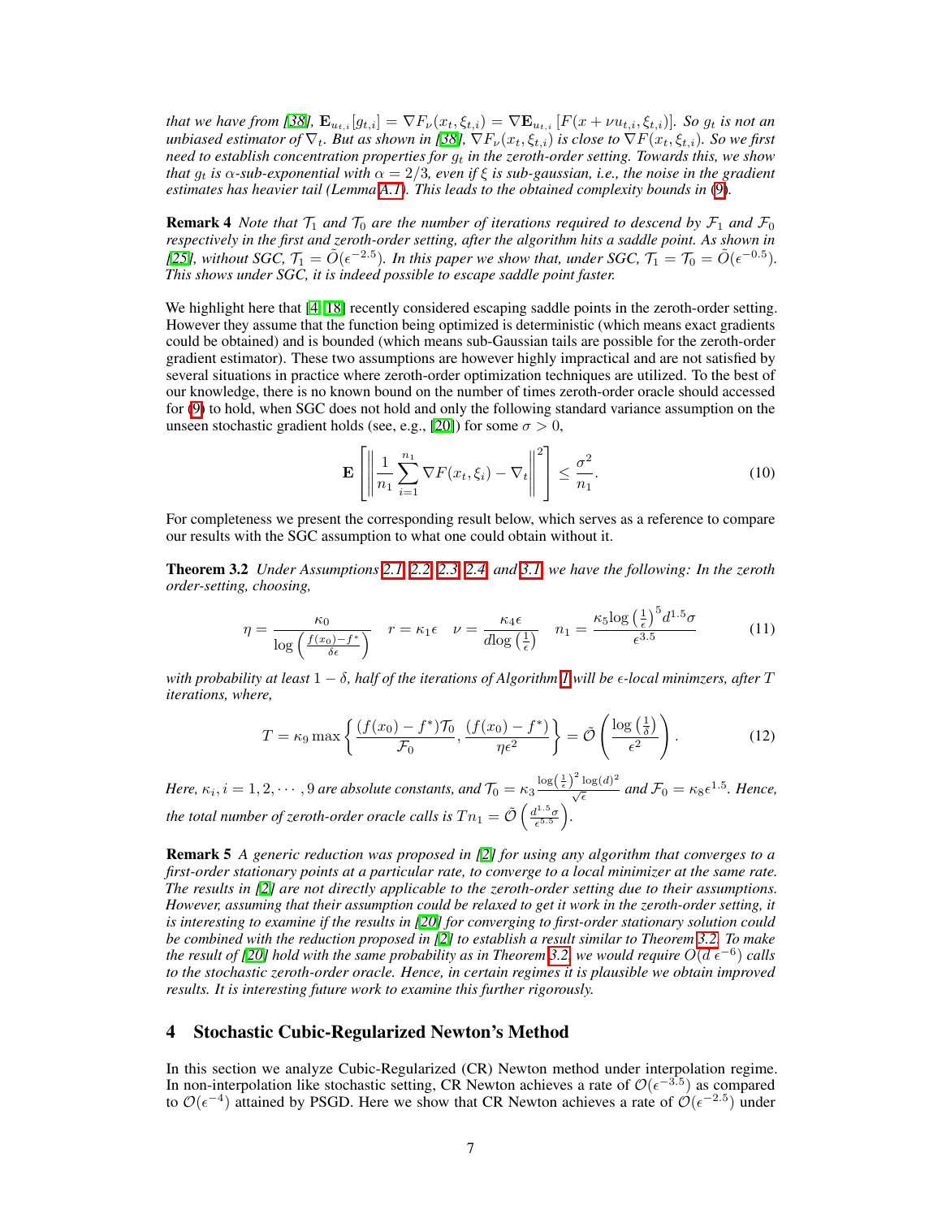*that we have from [38], $\mathbf{E}_{u_{t,i}}[g_{t,i}] = \nabla F_\nu(x_t, \xi_{t,i}) = \nabla \mathbf{E}_{u_{t,i}}[F(x + \nu u_{t,i}, \xi_{t,i})]$. So $g_t$ is not an unbiased estimator of $\nabla_t$. But as shown in [38], $\nabla F_\nu(x_t, \xi_{t,i})$ is close to $\nabla F(x_t, \xi_{t,i})$. So we first need to establish concentration properties for $g_t$ in the zeroth-order setting. Towards this, we show that $g_t$ is $\alpha$-sub-exponential with $\alpha = 2/3$, even if $\xi$ is sub-gaussian, i.e., the noise in the gradient estimates has heavier tail (Lemma A.1). This leads to the obtained complexity bounds in (9).*

**Remark 4** *Note that $\mathcal{T}_1$ and $\mathcal{T}_0$ are the number of iterations required to descend by $\mathcal{F}_1$ and $\mathcal{F}_0$ respectively in the first and zeroth-order setting, after the algorithm hits a saddle point. As shown in [25], without SGC, $\mathcal{T}_1 = \tilde{O}(\epsilon^{-2.5})$. In this paper we show that, under SGC, $\mathcal{T}_1 = \mathcal{T}_0 = \tilde{O}(\epsilon^{-0.5})$. This shows under SGC, it is indeed possible to escape saddle point faster.*

We highlight here that [4, 18] recently considered escaping saddle points in the zeroth-order setting. However they assume that the function being optimized is deterministic (which means exact gradients could be obtained) and is bounded (which means sub-Gaussian tails are possible for the zeroth-order gradient estimator). These two assumptions are however highly impractical and are not satisfied by several situations in practice where zeroth-order optimization techniques are utilized. To the best of our knowledge, there is no known bound on the number of times zeroth-order oracle should accessed for (9) to hold, when SGC does not hold and only the following standard variance assumption on the unseen stochastic gradient holds (see, e.g., [20]) for some $\sigma > 0$,

$$\mathbf{E}\left[\left\|\frac{1}{n_1}\sum_{i=1}^{n_1} \nabla F(x_t, \xi_i) - \nabla_t\right\|^2\right] \leq \frac{\sigma^2}{n_1}. \tag{10}$$

For completeness we present the corresponding result below, which serves as a reference to compare our results with the SGC assumption to what one could obtain without it.

**Theorem 3.2** *Under Assumptions 2.1, 2.2, 2.3, 2.4, and 3.1, we have the following: In the zeroth order-setting, choosing,*

$$\eta = \frac{\kappa_0}{\log\left(\frac{f(x_0) - f^*}{\delta\epsilon}\right)} \quad r = \kappa_1 \epsilon \quad \nu = \frac{\kappa_4 \epsilon}{d \log\left(\frac{1}{\epsilon}\right)} \quad n_1 = \frac{\kappa_5 \log\left(\frac{1}{\epsilon}\right)^5 d^{1.5} \sigma}{\epsilon^{3.5}} \tag{11}$$

*with probability at least $1 - \delta$, half of the iterations of Algorithm 1 will be $\epsilon$-local minimzers, after $T$ iterations, where,*

$$T = \kappa_9 \max\left\{\frac{(f(x_0) - f^*)\mathcal{T}_0}{\mathcal{F}_0}, \frac{(f(x_0) - f^*)}{\eta\epsilon^2}\right\} = \tilde{\mathcal{O}}\left(\frac{\log\left(\frac{1}{\delta}\right)}{\epsilon^2}\right). \tag{12}$$

*Here, $\kappa_i, i = 1, 2, \cdots, 9$ are absolute constants, and $\mathcal{T}_0 = \kappa_3 \frac{\log\left(\frac{1}{\epsilon}\right)^2 \log(d)^2}{\sqrt{\epsilon}}$ and $\mathcal{F}_0 = \kappa_8 \epsilon^{1.5}$. Hence, the total number of zeroth-order oracle calls is $Tn_1 = \tilde{\mathcal{O}}\left(\frac{d^{1.5}\sigma}{\epsilon^{5.5}}\right)$.*

**Remark 5** *A generic reduction was proposed in [2] for using any algorithm that converges to a first-order stationary points at a particular rate, to converge to a local minimizer at the same rate. The results in [2] are not directly applicable to the zeroth-order setting due to their assumptions. However, assuming that their assumption could be relaxed to get it work in the zeroth-order setting, it is interesting to examine if the results in [20] for converging to first-order stationary solution could be combined with the reduction proposed in [2] to establish a result similar to Theorem 3.2. To make the result of [20] hold with the same probability as in Theorem 3.2, we would require $O(d\,\epsilon^{-6})$ calls to the stochastic zeroth-order oracle. Hence, in certain regimes it is plausible we obtain improved results. It is interesting future work to examine this further rigorously.*

## 4 Stochastic Cubic-Regularized Newton's Method

In this section we analyze Cubic-Regularized (CR) Newton method under interpolation regime. In non-interpolation like stochastic setting, CR Newton achieves a rate of $\mathcal{O}(\epsilon^{-3.5})$ as compared to $\mathcal{O}(\epsilon^{-4})$ attained by PSGD. Here we show that CR Newton achieves a rate of $\mathcal{O}(\epsilon^{-2.5})$ under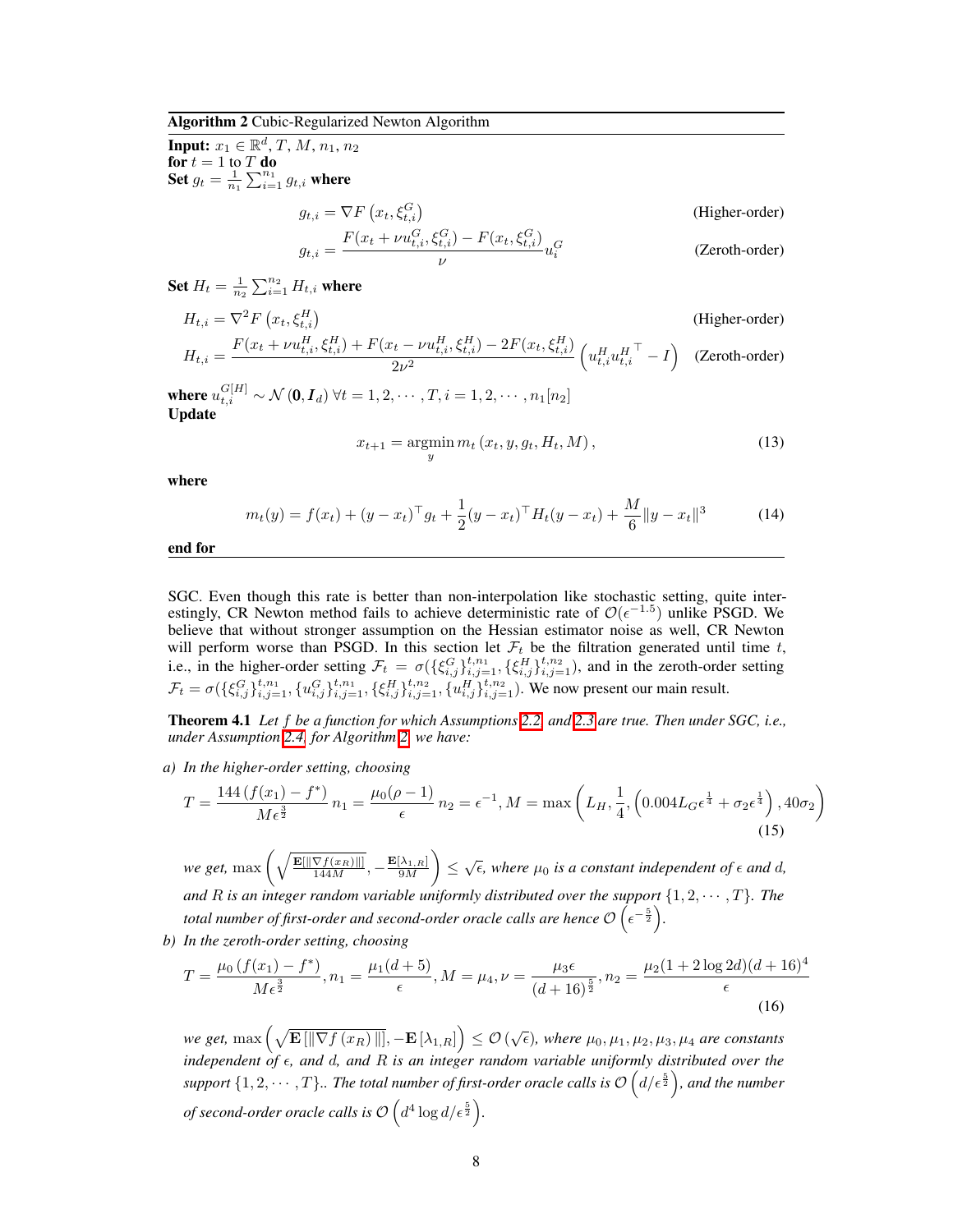**Algorithm 2** Cubic-Regularized Newton Algorithm

**Input:** $x_1 \in \mathbb{R}^d, T, M, n_1, n_2$
**for** $t = 1$ to $T$ **do**
**Set** $g_t = \frac{1}{n_1}\sum_{i=1}^{n_1} g_{t,i}$ **where**

$$g_{t,i} = \nabla F\left(x_t, \xi_{t,i}^G\right) \qquad \text{(Higher-order)}$$

$$g_{t,i} = \frac{F(x_t + \nu u_{t,i}^G, \xi_{t,i}^G) - F(x_t, \xi_{t,i}^G)}{\nu} u_i^G \qquad \text{(Zeroth-order)}$$

**Set** $H_t = \frac{1}{n_2}\sum_{i=1}^{n_2} H_{t,i}$ **where**

$$H_{t,i} = \nabla^2 F\left(x_t, \xi_{t,i}^H\right) \qquad \text{(Higher-order)}$$

$$H_{t,i} = \frac{F(x_t + \nu u_{t,i}^H, \xi_{t,i}^H) + F(x_t - \nu u_{t,i}^H, \xi_{t,i}^H) - 2F(x_t, \xi_{t,i}^H)}{2\nu^2}\left(u_{t,i}^H {u_{t,i}^H}^\top - I\right) \qquad \text{(Zeroth-order)}$$

**where** $u_{t,i}^{G[H]} \sim \mathcal{N}(\mathbf{0}, \boldsymbol{I}_d)\ \forall t = 1, 2, \cdots, T, i = 1, 2, \cdots, n_1[n_2]$
**Update**

$$x_{t+1} = \underset{y}{\operatorname{argmin}}\, m_t\left(x_t, y, g_t, H_t, M\right), \tag{13}$$

**where**

$$m_t(y) = f(x_t) + (y - x_t)^\top g_t + \frac{1}{2}(y - x_t)^\top H_t (y - x_t) + \frac{M}{6}\|y - x_t\|^3 \tag{14}$$

**end for**

SGC. Even though this rate is better than non-interpolation like stochastic setting, quite interestingly, CR Newton method fails to achieve deterministic rate of $\mathcal{O}(\epsilon^{-1.5})$ unlike PSGD. We believe that without stronger assumption on the Hessian estimator noise as well, CR Newton will perform worse than PSGD. In this section let $\mathcal{F}_t$ be the filtration generated until time $t$, i.e., in the higher-order setting $\mathcal{F}_t = \sigma(\{\xi_{i,j}^G\}_{i,j=1}^{t,n_1}, \{\xi_{i,j}^H\}_{i,j=1}^{t,n_2})$, and in the zeroth-order setting $\mathcal{F}_t = \sigma(\{\xi_{i,j}^G\}_{i,j=1}^{t,n_1}, \{u_{i,j}^G\}_{i,j=1}^{t,n_1}, \{\xi_{i,j}^H\}_{i,j=1}^{t,n_2}, \{u_{i,j}^H\}_{i,j=1}^{t,n_2})$. We now present our main result.

**Theorem 4.1** *Let $f$ be a function for which Assumptions 2.2 and 2.3 are true. Then under SGC, i.e., under Assumption 2.4, for Algorithm 2 we have:*

*a) In the higher-order setting, choosing*

$$T = \frac{144\left(f(x_1) - f^*\right)}{M\epsilon^{\frac{3}{2}}}\ n_1 = \frac{\mu_0(\rho - 1)}{\epsilon}\ n_2 = \epsilon^{-1}, M = \max\left(L_H, \frac{1}{4}, \left(0.004 L_G \epsilon^{\frac{1}{4}} + \sigma_2 \epsilon^{\frac{1}{4}}\right), 40\sigma_2\right) \tag{15}$$

*we get,* $\max\left(\sqrt{\frac{\mathbf{E}[\|\nabla f(x_R)\|]}{144M}}, -\frac{\mathbf{E}[\lambda_{1,R}]}{9M}\right) \le \sqrt{\epsilon}$*, where $\mu_0$ is a constant independent of $\epsilon$ and $d$, and $R$ is an integer random variable uniformly distributed over the support $\{1, 2, \cdots, T\}$. The total number of first-order and second-order oracle calls are hence $\mathcal{O}\left(\epsilon^{-\frac{5}{2}}\right)$.*

*b) In the zeroth-order setting, choosing*

$$T = \frac{\mu_0\left(f(x_1) - f^*\right)}{M\epsilon^{\frac{3}{2}}}, n_1 = \frac{\mu_1(d + 5)}{\epsilon}, M = \mu_4, \nu = \frac{\mu_3 \epsilon}{(d + 16)^{\frac{5}{2}}}, n_2 = \frac{\mu_2(1 + 2\log 2d)(d + 16)^4}{\epsilon} \tag{16}$$

*we get,* $\max\left(\sqrt{\mathbf{E}\left[\|\nabla f\left(x_R\right)\|\right]}, -\mathbf{E}\left[\lambda_{1,R}\right]\right) \le \mathcal{O}\left(\sqrt{\epsilon}\right)$*, where $\mu_0, \mu_1, \mu_2, \mu_3, \mu_4$ are constants independent of $\epsilon$, and $d$, and $R$ is an integer random variable uniformly distributed over the support $\{1, 2, \cdots, T\}$.. The total number of first-order oracle calls is $\mathcal{O}\left(d/\epsilon^{\frac{5}{2}}\right)$, and the number of second-order oracle calls is $\mathcal{O}\left(d^4 \log d/\epsilon^{\frac{5}{2}}\right)$.*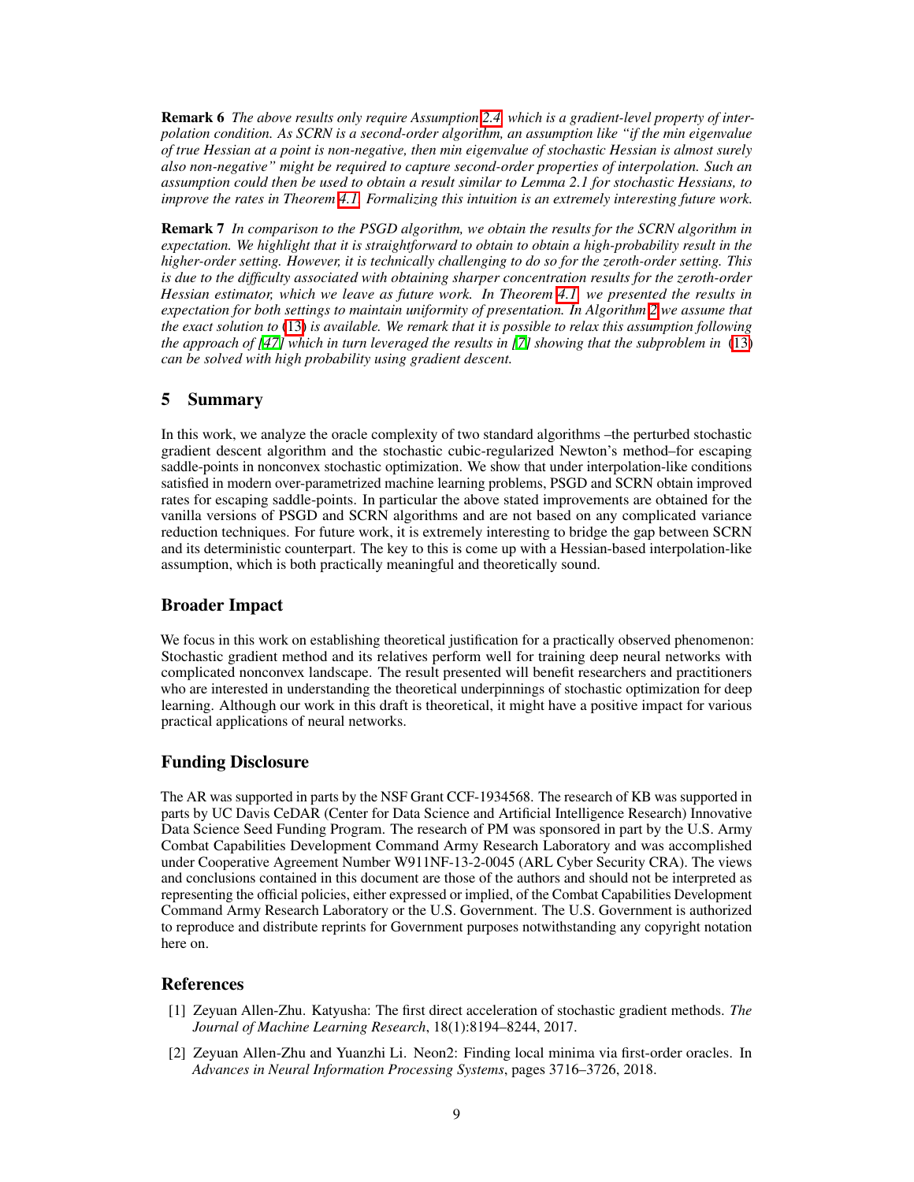**Remark 6** *The above results only require Assumption 2.4, which is a gradient-level property of interpolation condition. As SCRN is a second-order algorithm, an assumption like "if the min eigenvalue of true Hessian at a point is non-negative, then min eigenvalue of stochastic Hessian is almost surely also non-negative" might be required to capture second-order properties of interpolation. Such an assumption could then be used to obtain a result similar to Lemma 2.1 for stochastic Hessians, to improve the rates in Theorem 4.1. Formalizing this intuition is an extremely interesting future work.*

**Remark 7** *In comparison to the PSGD algorithm, we obtain the results for the SCRN algorithm in expectation. We highlight that it is straightforward to obtain a high-probability result in the higher-order setting. However, it is technically challenging to do so for the zeroth-order setting. This is due to the difficulty associated with obtaining sharper concentration results for the zeroth-order Hessian estimator, which we leave as future work. In Theorem 4.1, we presented the results in expectation for both settings to maintain uniformity of presentation. In Algorithm 2 we assume that the exact solution to* (13) *is available. We remark that it is possible to relax this assumption following the approach of [47] which in turn leveraged the results in [7] showing that the subproblem in* (13) *can be solved with high probability using gradient descent.*

## 5 Summary

In this work, we analyze the oracle complexity of two standard algorithms –the perturbed stochastic gradient descent algorithm and the stochastic cubic-regularized Newton's method–for escaping saddle-points in nonconvex stochastic optimization. We show that under interpolation-like conditions satisfied in modern over-parametrized machine learning problems, PSGD and SCRN obtain improved rates for escaping saddle-points. In particular the above stated improvements are obtained for the vanilla versions of PSGD and SCRN algorithms and are not based on any complicated variance reduction techniques. For future work, it is extremely interesting to bridge the gap between SCRN and its deterministic counterpart. The key to this is come up with a Hessian-based interpolation-like assumption, which is both practically meaningful and theoretically sound.

## Broader Impact

We focus in this work on establishing theoretical justification for a practically observed phenomenon: Stochastic gradient method and its relatives perform well for training deep neural networks with complicated nonconvex landscape. The result presented will benefit researchers and practitioners who are interested in understanding the theoretical underpinnings of stochastic optimization for deep learning. Although our work in this draft is theoretical, it might have a positive impact for various practical applications of neural networks.

## Funding Disclosure

The AR was supported in parts by the NSF Grant CCF-1934568. The research of KB was supported in parts by UC Davis CeDAR (Center for Data Science and Artificial Intelligence Research) Innovative Data Science Seed Funding Program. The research of PM was sponsored in part by the U.S. Army Combat Capabilities Development Command Army Research Laboratory and was accomplished under Cooperative Agreement Number W911NF-13-2-0045 (ARL Cyber Security CRA). The views and conclusions contained in this document are those of the authors and should not be interpreted as representing the official policies, either expressed or implied, of the Combat Capabilities Development Command Army Research Laboratory or the U.S. Government. The U.S. Government is authorized to reproduce and distribute reprints for Government purposes notwithstanding any copyright notation here on.

## References

[1] Zeyuan Allen-Zhu. Katyusha: The first direct acceleration of stochastic gradient methods. *The Journal of Machine Learning Research*, 18(1):8194–8244, 2017.

[2] Zeyuan Allen-Zhu and Yuanzhi Li. Neon2: Finding local minima via first-order oracles. In *Advances in Neural Information Processing Systems*, pages 3716–3726, 2018.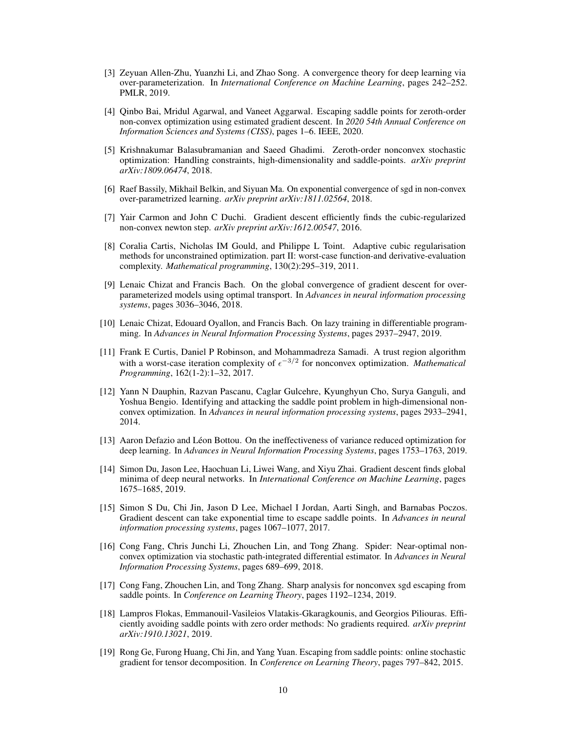[3] Zeyuan Allen-Zhu, Yuanzhi Li, and Zhao Song. A convergence theory for deep learning via over-parameterization. In *International Conference on Machine Learning*, pages 242–252. PMLR, 2019.

[4] Qinbo Bai, Mridul Agarwal, and Vaneet Aggarwal. Escaping saddle points for zeroth-order non-convex optimization using estimated gradient descent. In *2020 54th Annual Conference on Information Sciences and Systems (CISS)*, pages 1–6. IEEE, 2020.

[5] Krishnakumar Balasubramanian and Saeed Ghadimi. Zeroth-order nonconvex stochastic optimization: Handling constraints, high-dimensionality and saddle-points. *arXiv preprint arXiv:1809.06474*, 2018.

[6] Raef Bassily, Mikhail Belkin, and Siyuan Ma. On exponential convergence of sgd in non-convex over-parametrized learning. *arXiv preprint arXiv:1811.02564*, 2018.

[7] Yair Carmon and John C Duchi. Gradient descent efficiently finds the cubic-regularized non-convex newton step. *arXiv preprint arXiv:1612.00547*, 2016.

[8] Coralia Cartis, Nicholas IM Gould, and Philippe L Toint. Adaptive cubic regularisation methods for unconstrained optimization. part II: worst-case function-and derivative-evaluation complexity. *Mathematical programming*, 130(2):295–319, 2011.

[9] Lenaic Chizat and Francis Bach. On the global convergence of gradient descent for over-parameterized models using optimal transport. In *Advances in neural information processing systems*, pages 3036–3046, 2018.

[10] Lenaic Chizat, Edouard Oyallon, and Francis Bach. On lazy training in differentiable programming. In *Advances in Neural Information Processing Systems*, pages 2937–2947, 2019.

[11] Frank E Curtis, Daniel P Robinson, and Mohammadreza Samadi. A trust region algorithm with a worst-case iteration complexity of $\epsilon^{-3/2}$ for nonconvex optimization. *Mathematical Programming*, 162(1-2):1–32, 2017.

[12] Yann N Dauphin, Razvan Pascanu, Caglar Gulcehre, Kyunghyun Cho, Surya Ganguli, and Yoshua Bengio. Identifying and attacking the saddle point problem in high-dimensional non-convex optimization. In *Advances in neural information processing systems*, pages 2933–2941, 2014.

[13] Aaron Defazio and Léon Bottou. On the ineffectiveness of variance reduced optimization for deep learning. In *Advances in Neural Information Processing Systems*, pages 1753–1763, 2019.

[14] Simon Du, Jason Lee, Haochuan Li, Liwei Wang, and Xiyu Zhai. Gradient descent finds global minima of deep neural networks. In *International Conference on Machine Learning*, pages 1675–1685, 2019.

[15] Simon S Du, Chi Jin, Jason D Lee, Michael I Jordan, Aarti Singh, and Barnabas Poczos. Gradient descent can take exponential time to escape saddle points. In *Advances in neural information processing systems*, pages 1067–1077, 2017.

[16] Cong Fang, Chris Junchi Li, Zhouchen Lin, and Tong Zhang. Spider: Near-optimal non-convex optimization via stochastic path-integrated differential estimator. In *Advances in Neural Information Processing Systems*, pages 689–699, 2018.

[17] Cong Fang, Zhouchen Lin, and Tong Zhang. Sharp analysis for nonconvex sgd escaping from saddle points. In *Conference on Learning Theory*, pages 1192–1234, 2019.

[18] Lampros Flokas, Emmanouil-Vasileios Vlatakis-Gkaragkounis, and Georgios Piliouras. Efficiently avoiding saddle points with zero order methods: No gradients required. *arXiv preprint arXiv:1910.13021*, 2019.

[19] Rong Ge, Furong Huang, Chi Jin, and Yang Yuan. Escaping from saddle points: online stochastic gradient for tensor decomposition. In *Conference on Learning Theory*, pages 797–842, 2015.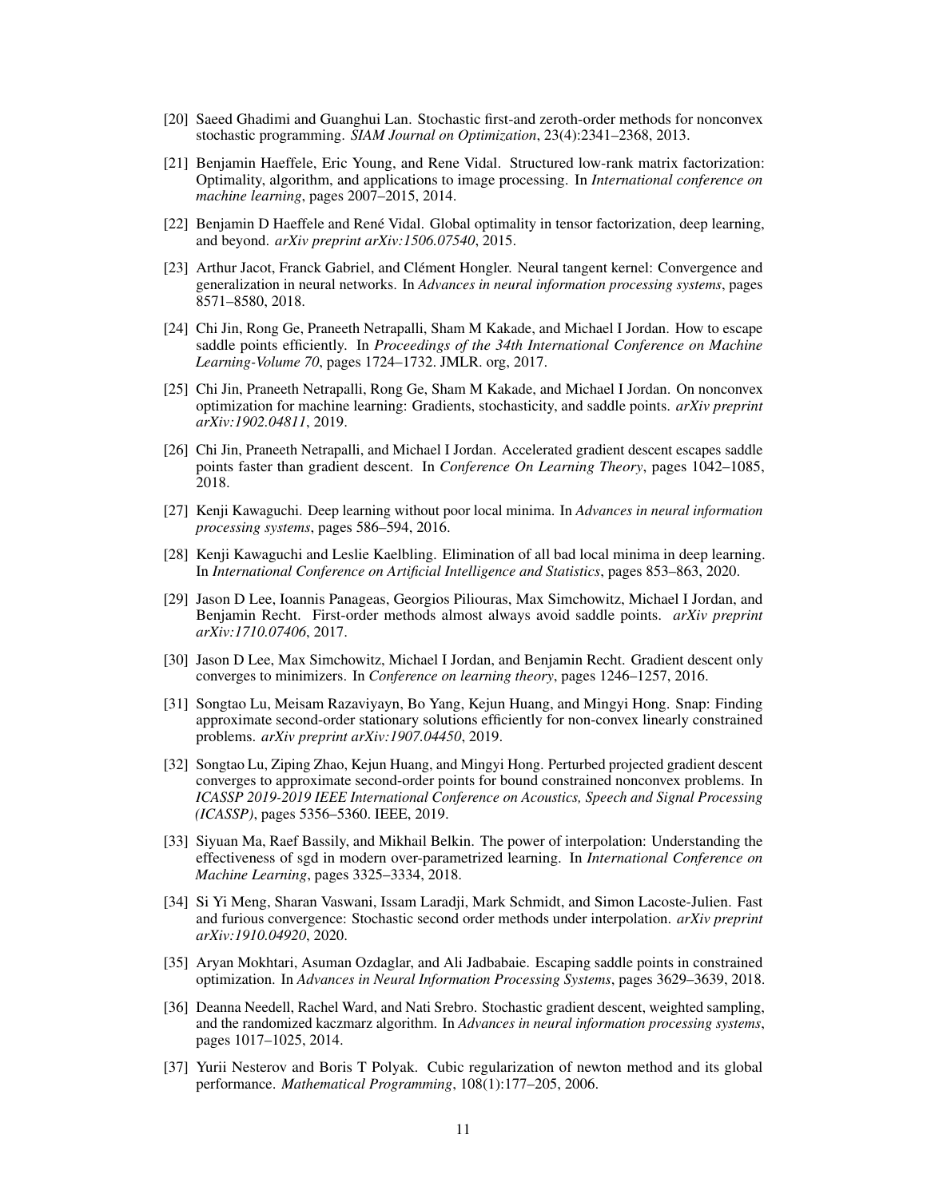[20] Saeed Ghadimi and Guanghui Lan. Stochastic first-and zeroth-order methods for nonconvex stochastic programming. *SIAM Journal on Optimization*, 23(4):2341–2368, 2013.

[21] Benjamin Haeffele, Eric Young, and Rene Vidal. Structured low-rank matrix factorization: Optimality, algorithm, and applications to image processing. In *International conference on machine learning*, pages 2007–2015, 2014.

[22] Benjamin D Haeffele and René Vidal. Global optimality in tensor factorization, deep learning, and beyond. *arXiv preprint arXiv:1506.07540*, 2015.

[23] Arthur Jacot, Franck Gabriel, and Clément Hongler. Neural tangent kernel: Convergence and generalization in neural networks. In *Advances in neural information processing systems*, pages 8571–8580, 2018.

[24] Chi Jin, Rong Ge, Praneeth Netrapalli, Sham M Kakade, and Michael I Jordan. How to escape saddle points efficiently. In *Proceedings of the 34th International Conference on Machine Learning-Volume 70*, pages 1724–1732. JMLR. org, 2017.

[25] Chi Jin, Praneeth Netrapalli, Rong Ge, Sham M Kakade, and Michael I Jordan. On nonconvex optimization for machine learning: Gradients, stochasticity, and saddle points. *arXiv preprint arXiv:1902.04811*, 2019.

[26] Chi Jin, Praneeth Netrapalli, and Michael I Jordan. Accelerated gradient descent escapes saddle points faster than gradient descent. In *Conference On Learning Theory*, pages 1042–1085, 2018.

[27] Kenji Kawaguchi. Deep learning without poor local minima. In *Advances in neural information processing systems*, pages 586–594, 2016.

[28] Kenji Kawaguchi and Leslie Kaelbling. Elimination of all bad local minima in deep learning. In *International Conference on Artificial Intelligence and Statistics*, pages 853–863, 2020.

[29] Jason D Lee, Ioannis Panageas, Georgios Piliouras, Max Simchowitz, Michael I Jordan, and Benjamin Recht. First-order methods almost always avoid saddle points. *arXiv preprint arXiv:1710.07406*, 2017.

[30] Jason D Lee, Max Simchowitz, Michael I Jordan, and Benjamin Recht. Gradient descent only converges to minimizers. In *Conference on learning theory*, pages 1246–1257, 2016.

[31] Songtao Lu, Meisam Razaviyayn, Bo Yang, Kejun Huang, and Mingyi Hong. Snap: Finding approximate second-order stationary solutions efficiently for non-convex linearly constrained problems. *arXiv preprint arXiv:1907.04450*, 2019.

[32] Songtao Lu, Ziping Zhao, Kejun Huang, and Mingyi Hong. Perturbed projected gradient descent converges to approximate second-order points for bound constrained nonconvex problems. In *ICASSP 2019-2019 IEEE International Conference on Acoustics, Speech and Signal Processing (ICASSP)*, pages 5356–5360. IEEE, 2019.

[33] Siyuan Ma, Raef Bassily, and Mikhail Belkin. The power of interpolation: Understanding the effectiveness of sgd in modern over-parametrized learning. In *International Conference on Machine Learning*, pages 3325–3334, 2018.

[34] Si Yi Meng, Sharan Vaswani, Issam Laradji, Mark Schmidt, and Simon Lacoste-Julien. Fast and furious convergence: Stochastic second order methods under interpolation. *arXiv preprint arXiv:1910.04920*, 2020.

[35] Aryan Mokhtari, Asuman Ozdaglar, and Ali Jadbabaie. Escaping saddle points in constrained optimization. In *Advances in Neural Information Processing Systems*, pages 3629–3639, 2018.

[36] Deanna Needell, Rachel Ward, and Nati Srebro. Stochastic gradient descent, weighted sampling, and the randomized kaczmarz algorithm. In *Advances in neural information processing systems*, pages 1017–1025, 2014.

[37] Yurii Nesterov and Boris T Polyak. Cubic regularization of newton method and its global performance. *Mathematical Programming*, 108(1):177–205, 2006.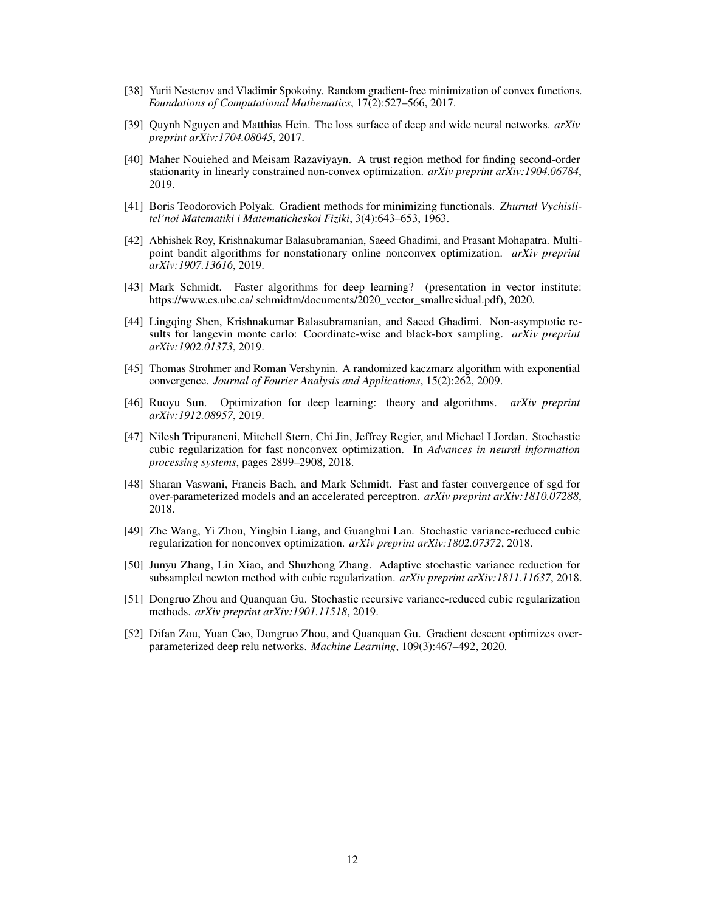[38] Yurii Nesterov and Vladimir Spokoiny. Random gradient-free minimization of convex functions. *Foundations of Computational Mathematics*, 17(2):527–566, 2017.

[39] Quynh Nguyen and Matthias Hein. The loss surface of deep and wide neural networks. *arXiv preprint arXiv:1704.08045*, 2017.

[40] Maher Nouiehed and Meisam Razaviyayn. A trust region method for finding second-order stationarity in linearly constrained non-convex optimization. *arXiv preprint arXiv:1904.06784*, 2019.

[41] Boris Teodorovich Polyak. Gradient methods for minimizing functionals. *Zhurnal Vychislitel'noi Matematiki i Matematicheskoi Fiziki*, 3(4):643–653, 1963.

[42] Abhishek Roy, Krishnakumar Balasubramanian, Saeed Ghadimi, and Prasant Mohapatra. Multi-point bandit algorithms for nonstationary online nonconvex optimization. *arXiv preprint arXiv:1907.13616*, 2019.

[43] Mark Schmidt. Faster algorithms for deep learning? (presentation in vector institute: https://www.cs.ubc.ca/ schmidtm/documents/2020_vector_smallresidual.pdf), 2020.

[44] Lingqing Shen, Krishnakumar Balasubramanian, and Saeed Ghadimi. Non-asymptotic results for langevin monte carlo: Coordinate-wise and black-box sampling. *arXiv preprint arXiv:1902.01373*, 2019.

[45] Thomas Strohmer and Roman Vershynin. A randomized kaczmarz algorithm with exponential convergence. *Journal of Fourier Analysis and Applications*, 15(2):262, 2009.

[46] Ruoyu Sun. Optimization for deep learning: theory and algorithms. *arXiv preprint arXiv:1912.08957*, 2019.

[47] Nilesh Tripuraneni, Mitchell Stern, Chi Jin, Jeffrey Regier, and Michael I Jordan. Stochastic cubic regularization for fast nonconvex optimization. In *Advances in neural information processing systems*, pages 2899–2908, 2018.

[48] Sharan Vaswani, Francis Bach, and Mark Schmidt. Fast and faster convergence of sgd for over-parameterized models and an accelerated perceptron. *arXiv preprint arXiv:1810.07288*, 2018.

[49] Zhe Wang, Yi Zhou, Yingbin Liang, and Guanghui Lan. Stochastic variance-reduced cubic regularization for nonconvex optimization. *arXiv preprint arXiv:1802.07372*, 2018.

[50] Junyu Zhang, Lin Xiao, and Shuzhong Zhang. Adaptive stochastic variance reduction for subsampled newton method with cubic regularization. *arXiv preprint arXiv:1811.11637*, 2018.

[51] Dongruo Zhou and Quanquan Gu. Stochastic recursive variance-reduced cubic regularization methods. *arXiv preprint arXiv:1901.11518*, 2019.

[52] Difan Zou, Yuan Cao, Dongruo Zhou, and Quanquan Gu. Gradient descent optimizes over-parameterized deep relu networks. *Machine Learning*, 109(3):467–492, 2020.